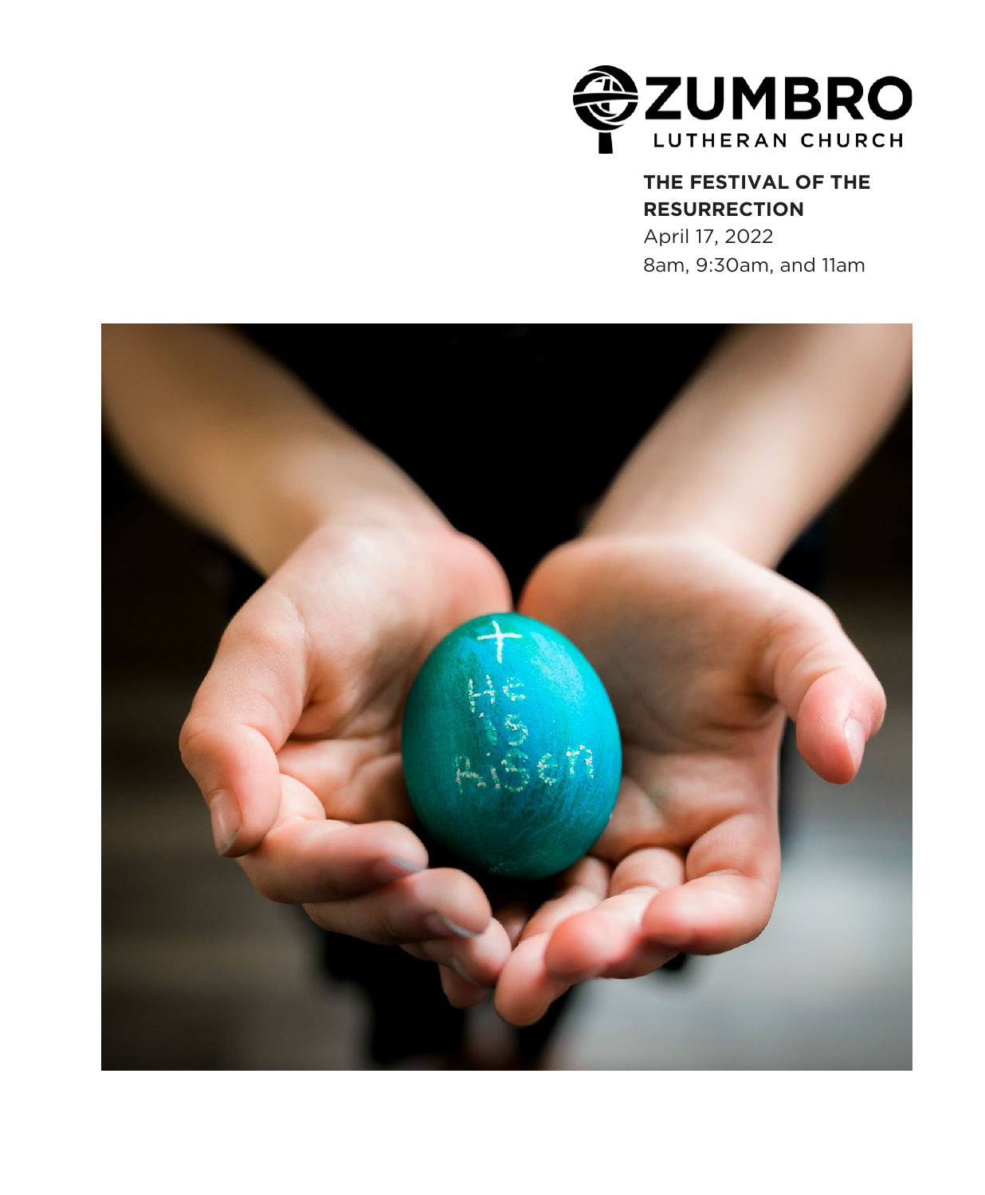ZUMBRO
LUTHERAN CHURCH

**THE FESTIVAL OF THE RESURRECTION**

April 17, 2022

8am, 9:30am, and 11am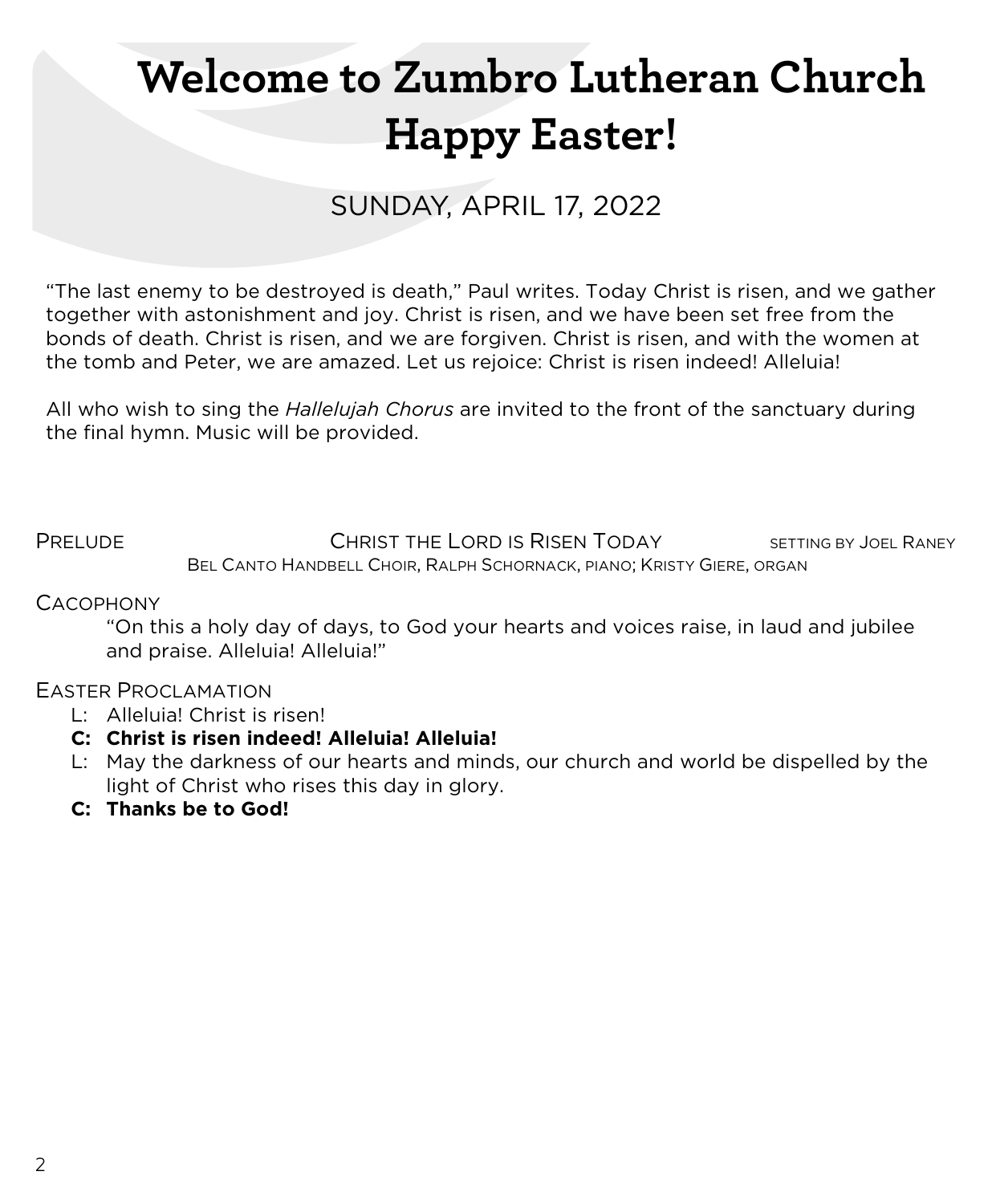# Welcome to Zumbro Lutheran Church
# Happy Easter!

SUNDAY, APRIL 17, 2022

"The last enemy to be destroyed is death," Paul writes. Today Christ is risen, and we gather together with astonishment and joy. Christ is risen, and we have been set free from the bonds of death. Christ is risen, and we are forgiven. Christ is risen, and with the women at the tomb and Peter, we are amazed. Let us rejoice: Christ is risen indeed! Alleluia!

All who wish to sing the *Hallelujah Chorus* are invited to the front of the sanctuary during the final hymn. Music will be provided.

PRELUDE — CHRIST THE LORD IS RISEN TODAY — SETTING BY JOEL RANEY

BEL CANTO HANDBELL CHOIR, RALPH SCHORNACK, PIANO; KRISTY GIERE, ORGAN

CACOPHONY

"On this a holy day of days, to God your hearts and voices raise, in laud and jubilee and praise. Alleluia! Alleluia!"

EASTER PROCLAMATION

L: Alleluia! Christ is risen!

**C: Christ is risen indeed! Alleluia! Alleluia!**

L: May the darkness of our hearts and minds, our church and world be dispelled by the light of Christ who rises this day in glory.

**C: Thanks be to God!**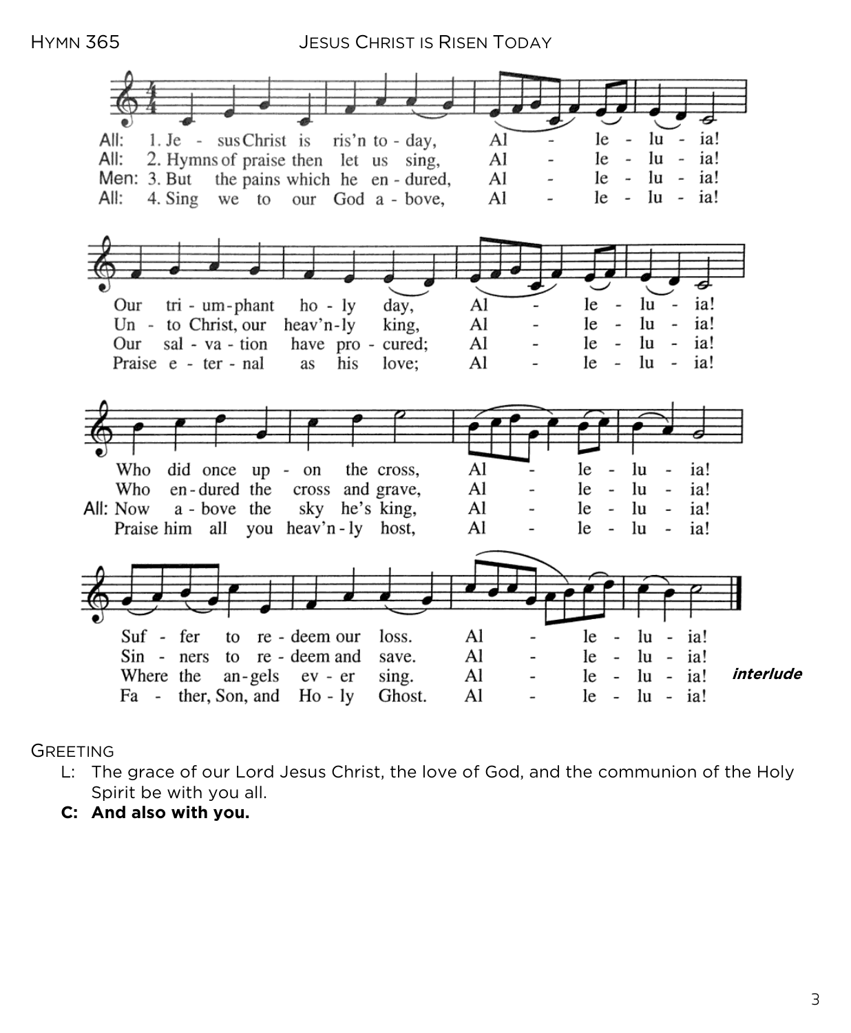HYMN 365 JESUS CHRIST IS RISEN TODAY

All: 1. Jesus Christ is ris'n today, Alleluia!
Our triumphant holy day, Alleluia!
Who did once upon the cross, Alleluia!
Suffer to redeem our loss. Alleluia!

All: 2. Hymns of praise then let us sing, Alleluia!
Unto Christ, our heav'nly king, Alleluia!
Who endured the cross and grave, Alleluia!
Sinners to redeem and save. Alleluia!

Men: 3. But the pains which he endured, Alleluia!
Our salvation have procured; Alleluia!
All: Now above the sky he's king, Alleluia!
Where the angels ever sing. Alleluia!

***interlude***

All: 4. Sing we to our God above, Alleluia!
Praise eternal as his love; Alleluia!
Praise him all you heav'nly host, Alleluia!
Father, Son, and Holy Ghost. Alleluia!

GREETING

L: The grace of our Lord Jesus Christ, the love of God, and the communion of the Holy Spirit be with you all.

**C: And also with you.**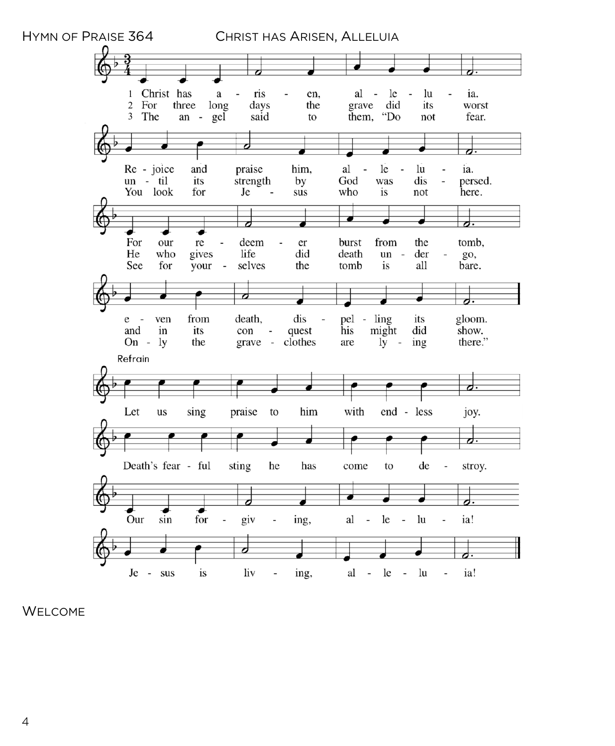HYMN OF PRAISE 364 — CHRIST HAS ARISEN, ALLELUIA

1 Christ has arisen, alleluia.
Rejoice and praise him, alleluia.
For our redeemer burst from the tomb,
even from death, dispelling its gloom.

2 For three long days the grave did its worst
until its strength by God was dispersed.
He who gives life did death undergo,
and in its conquest his might did show.

3 The angel said to them, "Do not fear.
You look for Jesus who is not here.
See for yourselves the tomb is all bare.
Only the graveclothes are lying there."

Refrain
Let us sing praise to him with endless joy.
Death's fearful sting he has come to destroy.
Our sin forgiving, alleluia!
Jesus is living, alleluia!

WELCOME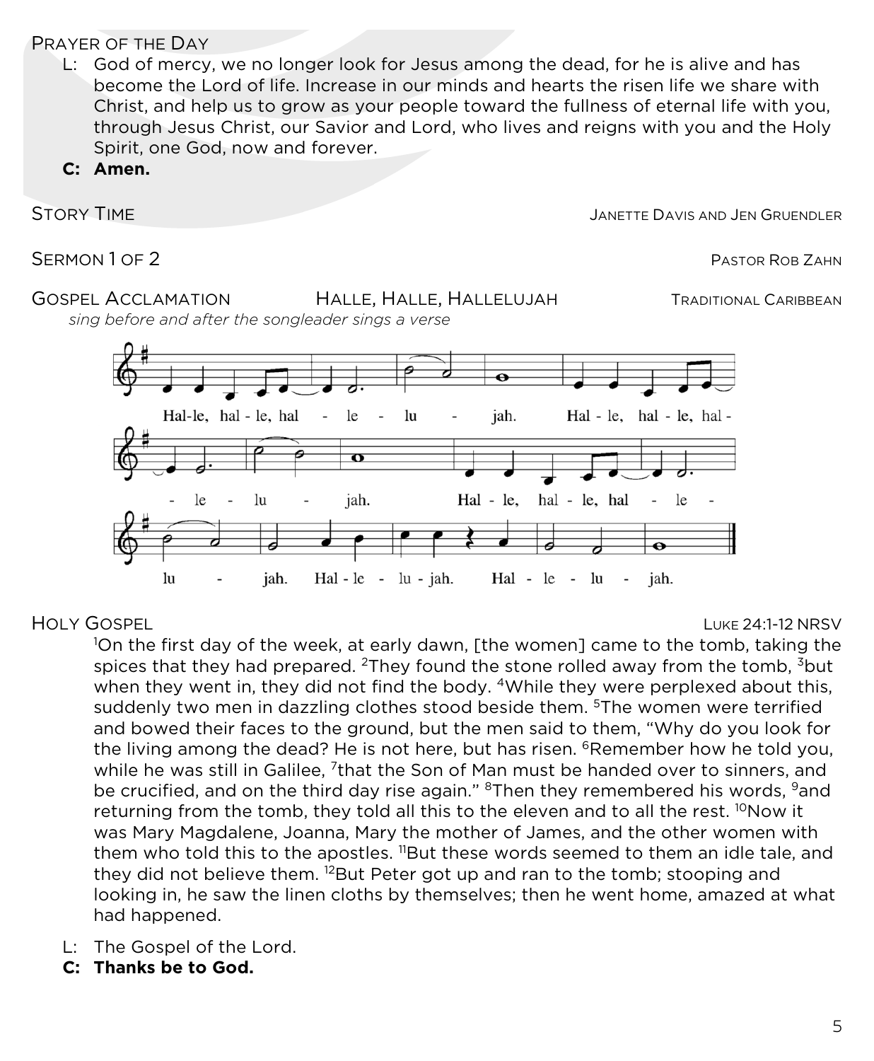## Prayer of the Day

L: God of mercy, we no longer look for Jesus among the dead, for he is alive and has become the Lord of life. Increase in our minds and hearts the risen life we share with Christ, and help us to grow as your people toward the fullness of eternal life with you, through Jesus Christ, our Savior and Lord, who lives and reigns with you and the Holy Spirit, one God, now and forever.

**C: Amen.**

## Story Time — Janette Davis and Jen Gruendler

## Sermon 1 of 2 — Pastor Rob Zahn

## Gospel Acclamation — Halle, Halle, Hallelujah — Traditional Caribbean

*sing before and after the songleader sings a verse*

Hal-le, hal-le, hal-le-lu-jah. Hal-le, hal-le, hal-le-lu-jah. Hal-le, hal-le, hal-le-lu-jah. Hal-le-lu-jah. Hal-le-lu-jah.

## Holy Gospel — Luke 24:1-12 NRSV

[1]On the first day of the week, at early dawn, [the women] came to the tomb, taking the spices that they had prepared. [2]They found the stone rolled away from the tomb, [3]but when they went in, they did not find the body. [4]While they were perplexed about this, suddenly two men in dazzling clothes stood beside them. [5]The women were terrified and bowed their faces to the ground, but the men said to them, "Why do you look for the living among the dead? He is not here, but has risen. [6]Remember how he told you, while he was still in Galilee, [7]that the Son of Man must be handed over to sinners, and be crucified, and on the third day rise again." [8]Then they remembered his words, [9]and returning from the tomb, they told all this to the eleven and to all the rest. [10]Now it was Mary Magdalene, Joanna, Mary the mother of James, and the other women with them who told this to the apostles. [11]But these words seemed to them an idle tale, and they did not believe them. [12]But Peter got up and ran to the tomb; stooping and looking in, he saw the linen cloths by themselves; then he went home, amazed at what had happened.

L: The Gospel of the Lord.

**C: Thanks be to God.**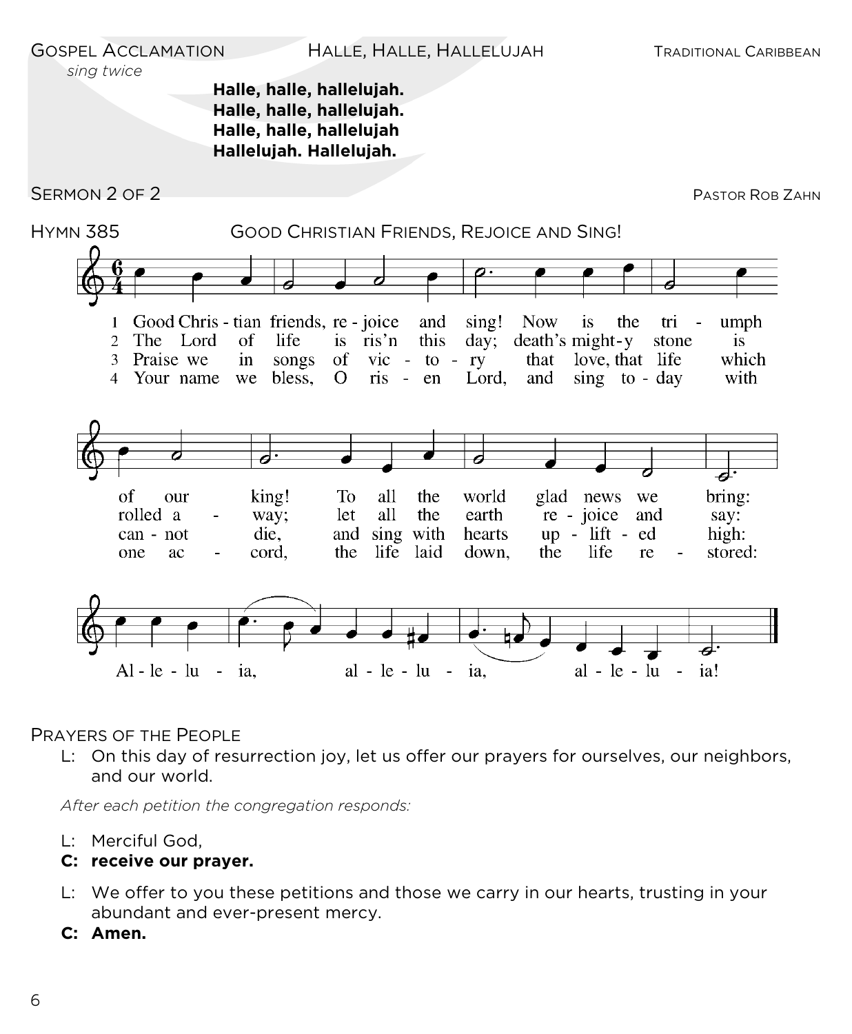GOSPEL ACCLAMATION — HALLE, HALLE, HALLELUJAH — TRADITIONAL CARIBBEAN

*sing twice*

**Halle, halle, hallelujah.**
**Halle, halle, hallelujah.**
**Halle, halle, hallelujah**
**Hallelujah. Hallelujah.**

SERMON 2 OF 2 — PASTOR ROB ZAHN

HYMN 385 — GOOD CHRISTIAN FRIENDS, REJOICE AND SING!

1 Good Christian friends, rejoice and sing! Now is the triumph of our king! To all the world glad news we bring: Alleluia, alleluia, alleluia!

2 The Lord of life is ris'n this day; death's mighty stone is rolled away; let all the earth rejoice and say: Alleluia, alleluia, alleluia!

3 Praise we in songs of victory that love, that life which cannot die, and sing with hearts uplifted high: Alleluia, alleluia, alleluia!

4 Your name we bless, O risen Lord, and sing today with one accord, the life laid down, the life restored: Alleluia, alleluia, alleluia!

PRAYERS OF THE PEOPLE

L: On this day of resurrection joy, let us offer our prayers for ourselves, our neighbors, and our world.

*After each petition the congregation responds:*

L: Merciful God,
**C: receive our prayer.**

L: We offer to you these petitions and those we carry in our hearts, trusting in your abundant and ever-present mercy.
**C: Amen.**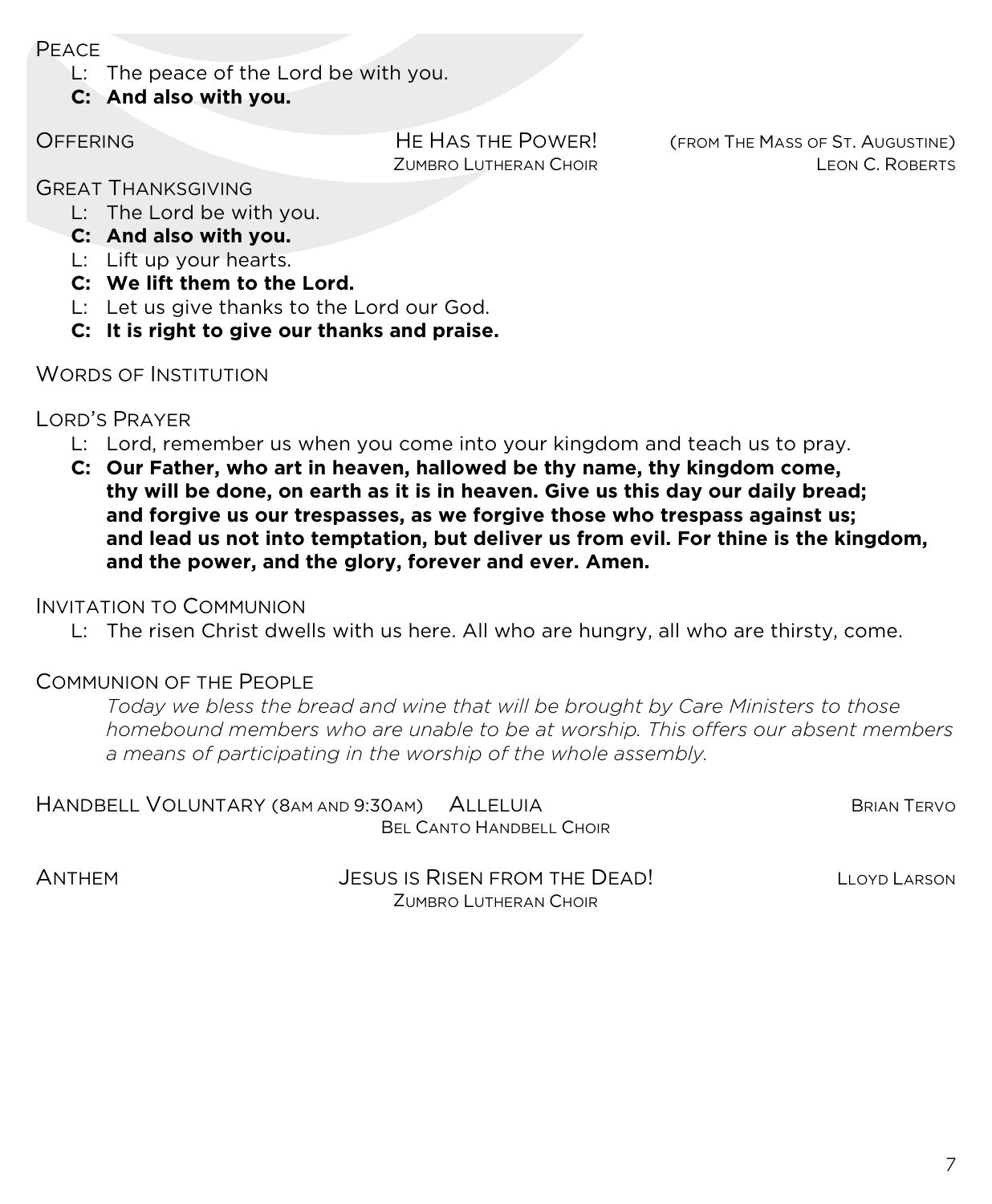## Peace

L: The peace of the Lord be with you.

**C: And also with you.**

## Offering

He Has the Power! (from The Mass of St. Augustine)
Zumbro Lutheran Choir — Leon C. Roberts

## Great Thanksgiving

L: The Lord be with you.

**C: And also with you.**

L: Lift up your hearts.

**C: We lift them to the Lord.**

L: Let us give thanks to the Lord our God.

**C: It is right to give our thanks and praise.**

## Words of Institution

## Lord's Prayer

L: Lord, remember us when you come into your kingdom and teach us to pray.

**C: Our Father, who art in heaven, hallowed be thy name, thy kingdom come, thy will be done, on earth as it is in heaven. Give us this day our daily bread; and forgive us our trespasses, as we forgive those who trespass against us; and lead us not into temptation, but deliver us from evil. For thine is the kingdom, and the power, and the glory, forever and ever. Amen.**

## Invitation to Communion

L: The risen Christ dwells with us here. All who are hungry, all who are thirsty, come.

## Communion of the People

*Today we bless the bread and wine that will be brought by Care Ministers to those homebound members who are unable to be at worship. This offers our absent members a means of participating in the worship of the whole assembly.*

## Handbell Voluntary (8am and 9:30am)

Alleluia
Bel Canto Handbell Choir — Brian Tervo

## Anthem

Jesus is Risen from the Dead!
Zumbro Lutheran Choir — Lloyd Larson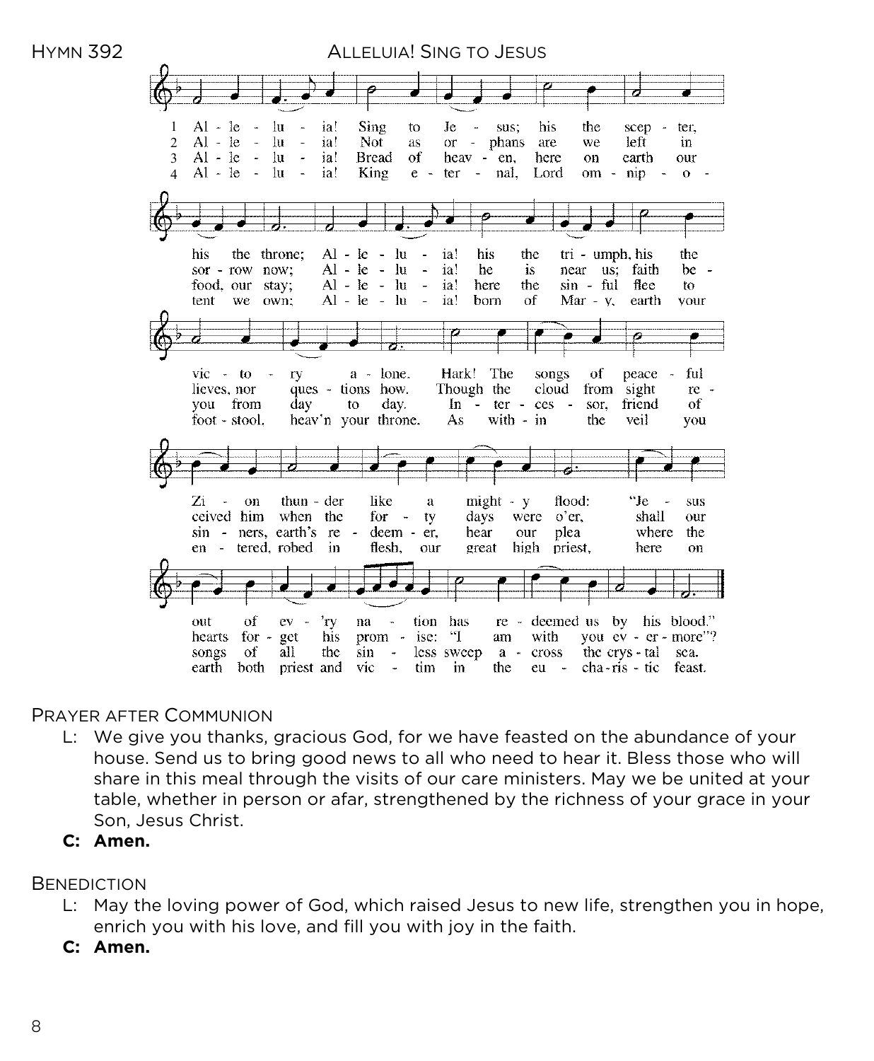## Hymn 392 — Alleluia! Sing to Jesus

1 Alleluia! Sing to Jesus; his the scepter, his the throne; Alleluia! his the triumph, his the victory alone. Hark! The songs of peaceful Zion thunder like a mighty flood: "Jesus out of ev'ry nation has redeemed us by his blood."

2 Alleluia! Not as orphans are we left in sorrow now; Alleluia! he is near us; faith believes, nor questions how. Though the cloud from sight received him when the forty days were o'er, shall our hearts forget his promise: "I am with you evermore"?

3 Alleluia! Bread of heaven, here on earth our food, our stay; Alleluia! here the sinful flee to you from day to day. Intercessor, friend of sinners, earth's redeemer, hear our plea where the songs of all the sinless sweep across the crystal sea.

4 Alleluia! King eternal, Lord omnipotent we own; Alleluia! born of Mary, earth your footstool, heav'n your throne. As within the veil you entered, robed in flesh, our great high priest, here on earth both priest and victim in the eucharistic feast.

## Prayer after Communion

L: We give you thanks, gracious God, for we have feasted on the abundance of your house. Send us to bring good news to all who need to hear it. Bless those who will share in this meal through the visits of our care ministers. May we be united at your table, whether in person or afar, strengthened by the richness of your grace in your Son, Jesus Christ.

**C: Amen.**

## Benediction

L: May the loving power of God, which raised Jesus to new life, strengthen you in hope, enrich you with his love, and fill you with joy in the faith.

**C: Amen.**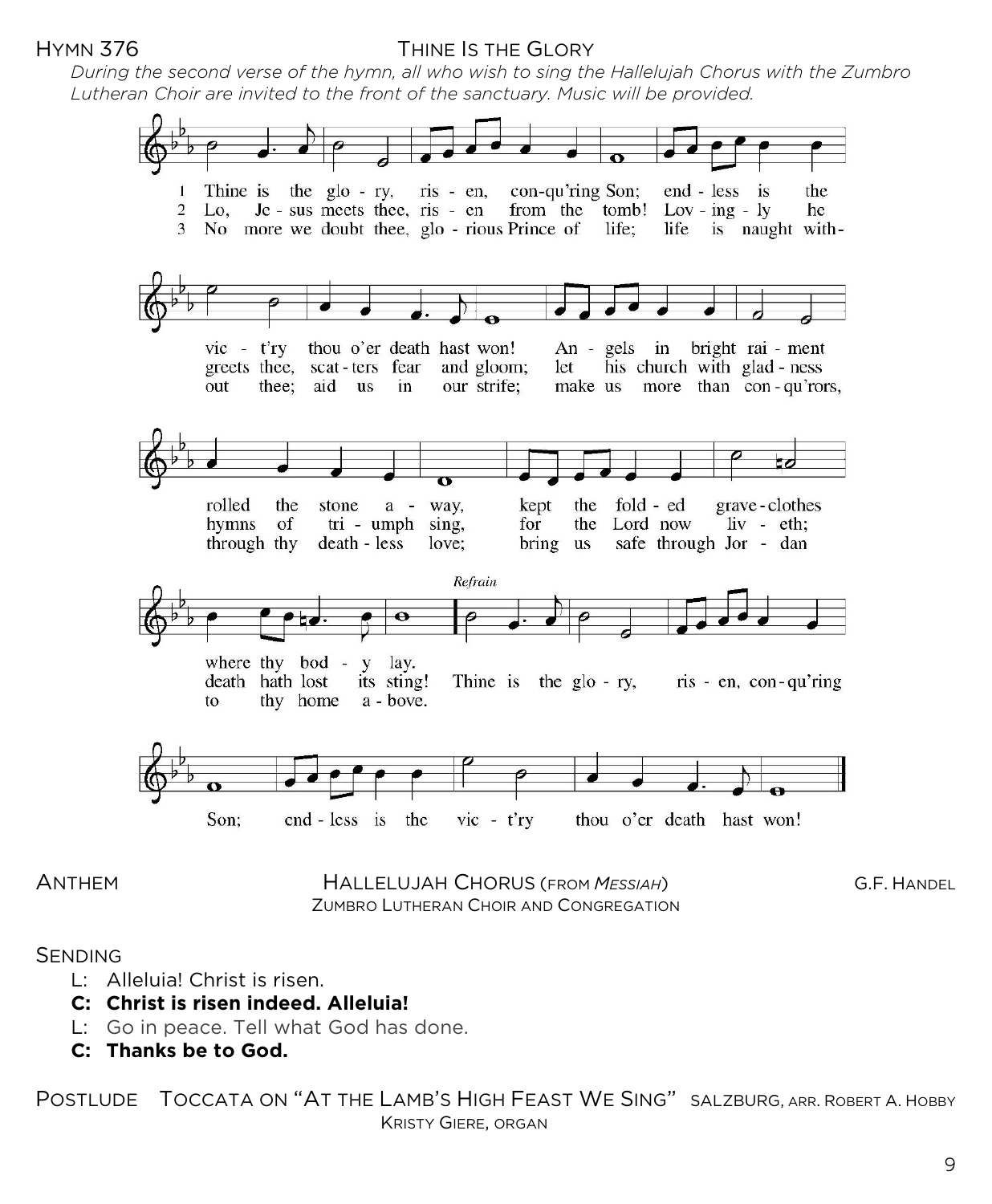HYMN 376 — THINE IS THE GLORY

*During the second verse of the hymn, all who wish to sing the Hallelujah Chorus with the Zumbro Lutheran Choir are invited to the front of the sanctuary. Music will be provided.*

1 Thine is the glory, risen, conqu'ring Son; endless is the victory thou o'er death hast won! Angels in bright raiment rolled the stone away, kept the folded graveclothes where thy body lay.

2 Lo, Jesus meets thee, risen from the tomb! Lovingly he greets thee, scatters fear and gloom; let his church with gladness hymns of triumph sing, for the Lord now liveth; death hath lost its sting!

3 No more we doubt thee, glorious Prince of life; life is naught without thee; aid us in our strife; make us more than conqu'rors, through thy deathless love; bring us safe through Jordan to thy home above.

*Refrain*
Thine is the glory, risen, conqu'ring Son; endless is the victory thou o'er death hast won!

ANTHEM — HALLELUJAH CHORUS (FROM *MESSIAH*) — G.F. HANDEL
ZUMBRO LUTHERAN CHOIR AND CONGREGATION

SENDING

L: Alleluia! Christ is risen.
**C: Christ is risen indeed. Alleluia!**
L: Go in peace. Tell what God has done.
**C: Thanks be to God.**

POSTLUDE — TOCCATA ON "AT THE LAMB'S HIGH FEAST WE SING" — SALZBURG, ARR. ROBERT A. HOBBY
KRISTY GIERE, ORGAN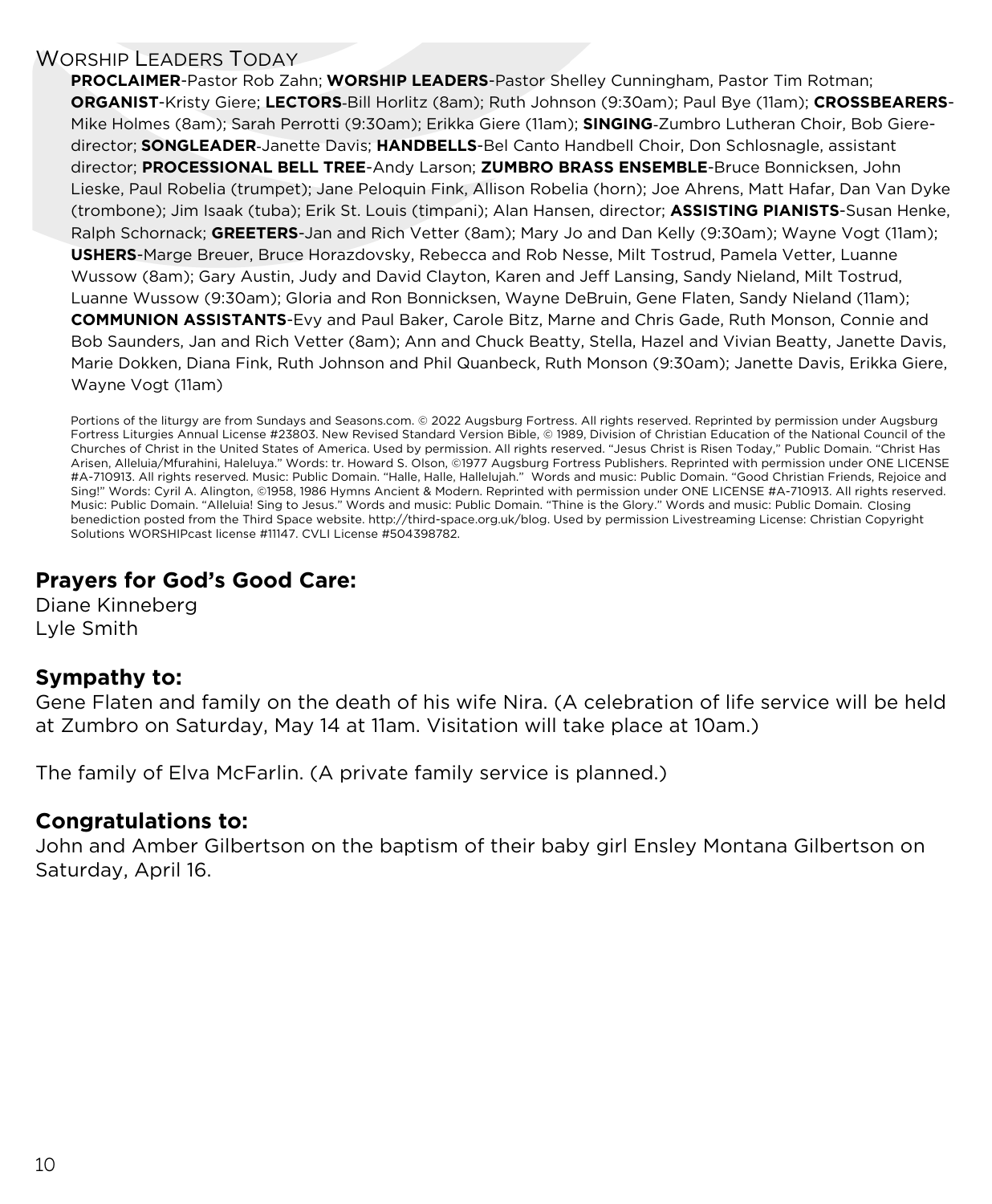## Worship Leaders Today

**PROCLAIMER**-Pastor Rob Zahn; **WORSHIP LEADERS**-Pastor Shelley Cunningham, Pastor Tim Rotman; **ORGANIST**-Kristy Giere; **LECTORS**-Bill Horlitz (8am); Ruth Johnson (9:30am); Paul Bye (11am); **CROSSBEARERS**-Mike Holmes (8am); Sarah Perrotti (9:30am); Erikka Giere (11am); **SINGING**-Zumbro Lutheran Choir, Bob Giere-director; **SONGLEADER**-Janette Davis; **HANDBELLS**-Bel Canto Handbell Choir, Don Schlosnagle, assistant director; **PROCESSIONAL BELL TREE**-Andy Larson; **ZUMBRO BRASS ENSEMBLE**-Bruce Bonnicksen, John Lieske, Paul Robelia (trumpet); Jane Peloquin Fink, Allison Robelia (horn); Joe Ahrens, Matt Hafar, Dan Van Dyke (trombone); Jim Isaak (tuba); Erik St. Louis (timpani); Alan Hansen, director; **ASSISTING PIANISTS**-Susan Henke, Ralph Schornack; **GREETERS**-Jan and Rich Vetter (8am); Mary Jo and Dan Kelly (9:30am); Wayne Vogt (11am); **USHERS**-Marge Breuer, Bruce Horazdovsky, Rebecca and Rob Nesse, Milt Tostrud, Pamela Vetter, Luanne Wussow (8am); Gary Austin, Judy and David Clayton, Karen and Jeff Lansing, Sandy Nieland, Milt Tostrud, Luanne Wussow (9:30am); Gloria and Ron Bonnicksen, Wayne DeBruin, Gene Flaten, Sandy Nieland (11am); **COMMUNION ASSISTANTS**-Evy and Paul Baker, Carole Bitz, Marne and Chris Gade, Ruth Monson, Connie and Bob Saunders, Jan and Rich Vetter (8am); Ann and Chuck Beatty, Stella, Hazel and Vivian Beatty, Janette Davis, Marie Dokken, Diana Fink, Ruth Johnson and Phil Quanbeck, Ruth Monson (9:30am); Janette Davis, Erikka Giere, Wayne Vogt (11am)

Portions of the liturgy are from Sundays and Seasons.com. © 2022 Augsburg Fortress. All rights reserved. Reprinted by permission under Augsburg Fortress Liturgies Annual License #23803. New Revised Standard Version Bible, © 1989, Division of Christian Education of the National Council of the Churches of Christ in the United States of America. Used by permission. All rights reserved. "Jesus Christ is Risen Today," Public Domain. "Christ Has Arisen, Alleluia/Mfurahini, Haleluya." Words: tr. Howard S. Olson, ©1977 Augsburg Fortress Publishers. Reprinted with permission under ONE LICENSE #A-710913. All rights reserved. Music: Public Domain. "Halle, Halle, Hallelujah." Words and music: Public Domain. "Good Christian Friends, Rejoice and Sing!" Words: Cyril A. Alington, ©1958, 1986 Hymns Ancient & Modern. Reprinted with permission under ONE LICENSE #A-710913. All rights reserved. Music: Public Domain. "Alleluia! Sing to Jesus." Words and music: Public Domain. "Thine is the Glory." Words and music: Public Domain. Closing benediction posted from the Third Space website. http://third-space.org.uk/blog. Used by permission Livestreaming License: Christian Copyright Solutions WORSHIPcast license #11147. CVLI License #504398782.

## Prayers for God's Good Care:

Diane Kinneberg
Lyle Smith

## Sympathy to:

Gene Flaten and family on the death of his wife Nira. (A celebration of life service will be held at Zumbro on Saturday, May 14 at 11am. Visitation will take place at 10am.)

The family of Elva McFarlin. (A private family service is planned.)

## Congratulations to:

John and Amber Gilbertson on the baptism of their baby girl Ensley Montana Gilbertson on Saturday, April 16.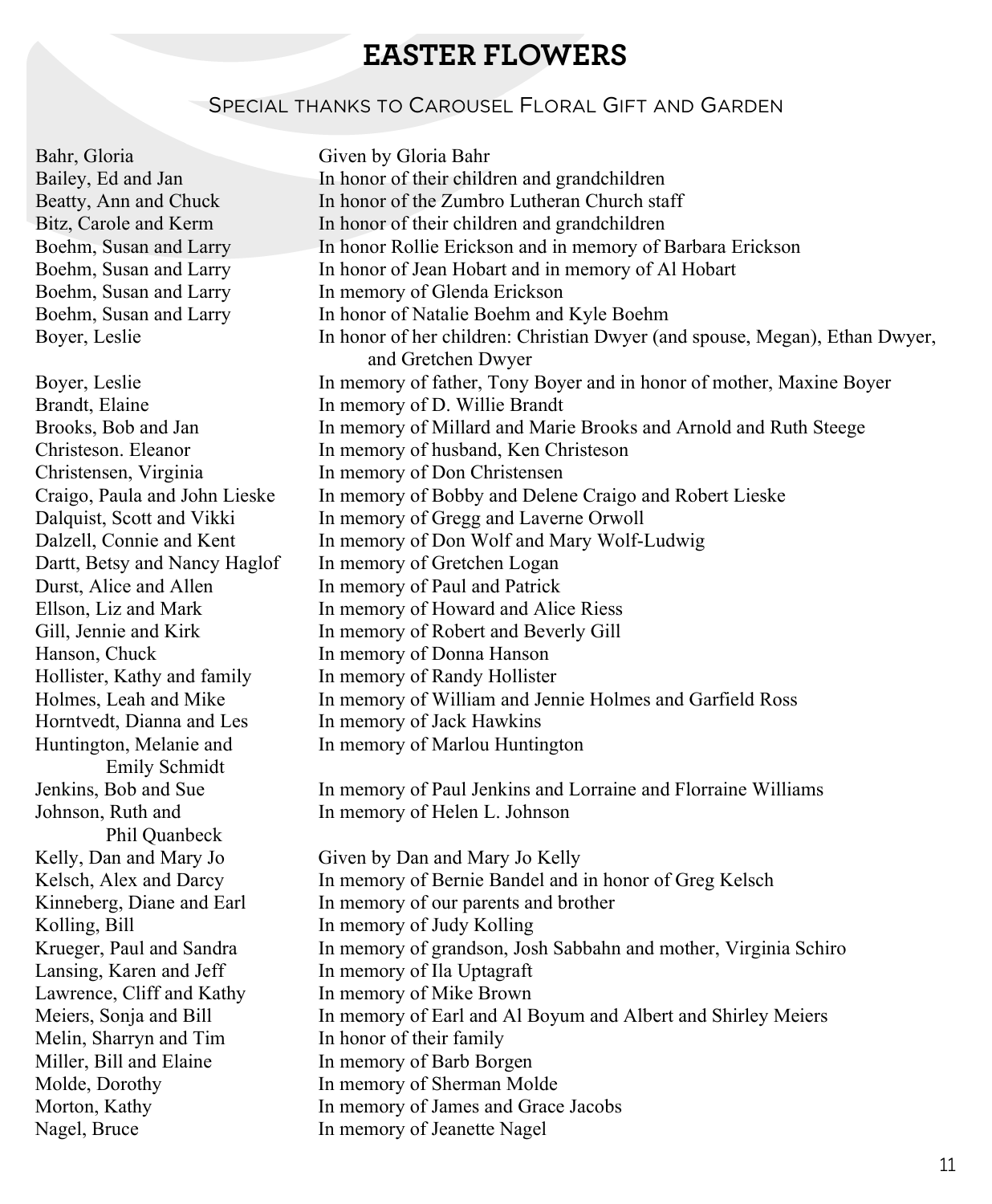# EASTER FLOWERS

## Special thanks to Carousel Floral Gift and Garden

| Donor | Dedication |
| --- | --- |
| Bahr, Gloria | Given by Gloria Bahr |
| Bailey, Ed and Jan | In honor of their children and grandchildren |
| Beatty, Ann and Chuck | In honor of the Zumbro Lutheran Church staff |
| Bitz, Carole and Kerm | In honor of their children and grandchildren |
| Boehm, Susan and Larry | In honor Rollie Erickson and in memory of Barbara Erickson |
| Boehm, Susan and Larry | In honor of Jean Hobart and in memory of Al Hobart |
| Boehm, Susan and Larry | In memory of Glenda Erickson |
| Boehm, Susan and Larry | In honor of Natalie Boehm and Kyle Boehm |
| Boyer, Leslie | In honor of her children: Christian Dwyer (and spouse, Megan), Ethan Dwyer, and Gretchen Dwyer |
| Boyer, Leslie | In memory of father, Tony Boyer and in honor of mother, Maxine Boyer |
| Brandt, Elaine | In memory of D. Willie Brandt |
| Brooks, Bob and Jan | In memory of Millard and Marie Brooks and Arnold and Ruth Steege |
| Christeson. Eleanor | In memory of husband, Ken Christeson |
| Christensen, Virginia | In memory of Don Christensen |
| Craigo, Paula and John Lieske | In memory of Bobby and Delene Craigo and Robert Lieske |
| Dalquist, Scott and Vikki | In memory of Gregg and Laverne Orwoll |
| Dalzell, Connie and Kent | In memory of Don Wolf and Mary Wolf-Ludwig |
| Dartt, Betsy and Nancy Haglof | In memory of Gretchen Logan |
| Durst, Alice and Allen | In memory of Paul and Patrick |
| Ellson, Liz and Mark | In memory of Howard and Alice Riess |
| Gill, Jennie and Kirk | In memory of Robert and Beverly Gill |
| Hanson, Chuck | In memory of Donna Hanson |
| Hollister, Kathy and family | In memory of Randy Hollister |
| Holmes, Leah and Mike | In memory of William and Jennie Holmes and Garfield Ross |
| Horntvedt, Dianna and Les | In memory of Jack Hawkins |
| Huntington, Melanie and Emily Schmidt | In memory of Marlou Huntington |
| Jenkins, Bob and Sue | In memory of Paul Jenkins and Lorraine and Florraine Williams |
| Johnson, Ruth and Phil Quanbeck | In memory of Helen L. Johnson |
| Kelly, Dan and Mary Jo | Given by Dan and Mary Jo Kelly |
| Kelsch, Alex and Darcy | In memory of Bernie Bandel and in honor of Greg Kelsch |
| Kinneberg, Diane and Earl | In memory of our parents and brother |
| Kolling, Bill | In memory of Judy Kolling |
| Krueger, Paul and Sandra | In memory of grandson, Josh Sabbahn and mother, Virginia Schiro |
| Lansing, Karen and Jeff | In memory of Ila Uptagraft |
| Lawrence, Cliff and Kathy | In memory of Mike Brown |
| Meiers, Sonja and Bill | In memory of Earl and Al Boyum and Albert and Shirley Meiers |
| Melin, Sharryn and Tim | In honor of their family |
| Miller, Bill and Elaine | In memory of Barb Borgen |
| Molde, Dorothy | In memory of Sherman Molde |
| Morton, Kathy | In memory of James and Grace Jacobs |
| Nagel, Bruce | In memory of Jeanette Nagel |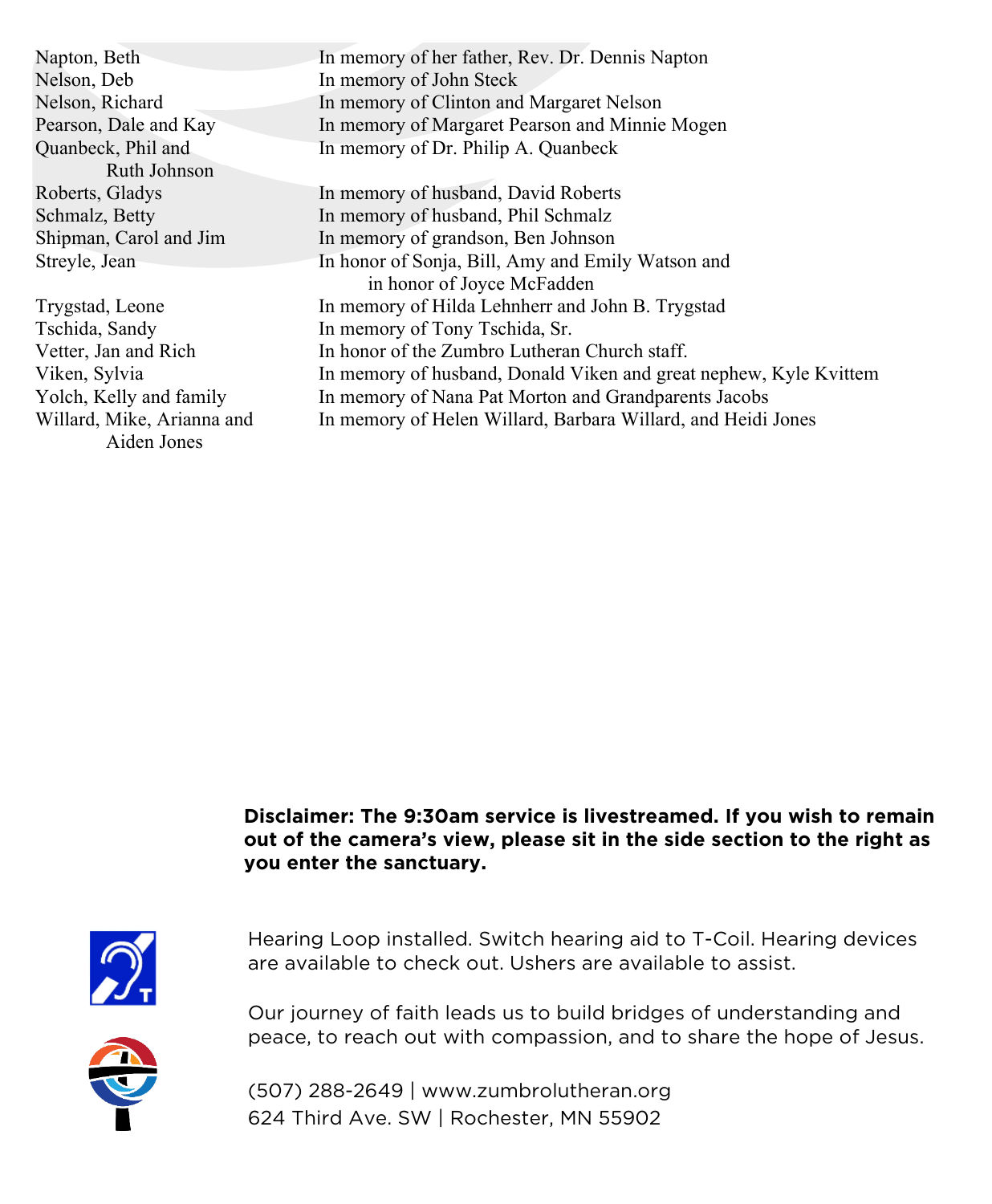| | |
|---|---|
| Napton, Beth | In memory of her father, Rev. Dr. Dennis Napton |
| Nelson, Deb | In memory of John Steck |
| Nelson, Richard | In memory of Clinton and Margaret Nelson |
| Pearson, Dale and Kay | In memory of Margaret Pearson and Minnie Mogen |
| Quanbeck, Phil and Ruth Johnson | In memory of Dr. Philip A. Quanbeck |
| Roberts, Gladys | In memory of husband, David Roberts |
| Schmalz, Betty | In memory of husband, Phil Schmalz |
| Shipman, Carol and Jim | In memory of grandson, Ben Johnson |
| Streyle, Jean | In honor of Sonja, Bill, Amy and Emily Watson and in honor of Joyce McFadden |
| Trygstad, Leone | In memory of Hilda Lehnherr and John B. Trygstad |
| Tschida, Sandy | In memory of Tony Tschida, Sr. |
| Vetter, Jan and Rich | In honor of the Zumbro Lutheran Church staff. |
| Viken, Sylvia | In memory of husband, Donald Viken and great nephew, Kyle Kvittem |
| Yolch, Kelly and family | In memory of Nana Pat Morton and Grandparents Jacobs |
| Willard, Mike, Arianna and Aiden Jones | In memory of Helen Willard, Barbara Willard, and Heidi Jones |

**Disclaimer: The 9:30am service is livestreamed. If you wish to remain out of the camera's view, please sit in the side section to the right as you enter the sanctuary.**

Hearing Loop installed. Switch hearing aid to T-Coil. Hearing devices are available to check out. Ushers are available to assist.

Our journey of faith leads us to build bridges of understanding and peace, to reach out with compassion, and to share the hope of Jesus.

(507) 288-2649 | www.zumbrolutheran.org
624 Third Ave. SW | Rochester, MN 55902